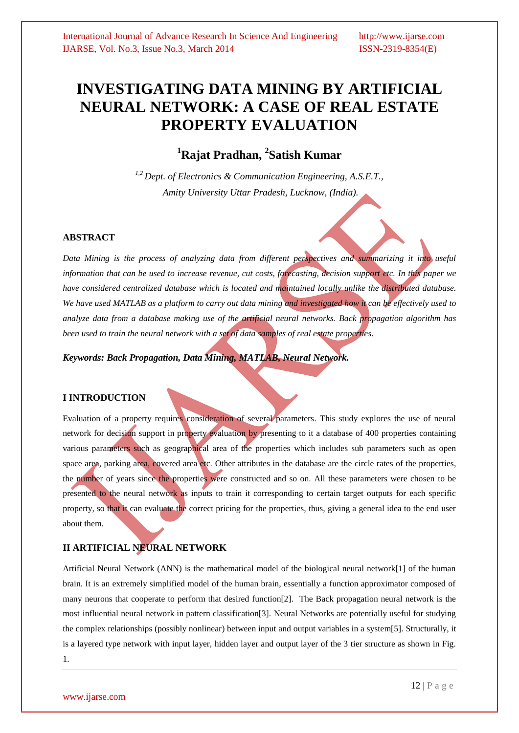# INVESTIGATING DATA MINING BY ARTIFICIAL NEURAL NETWORK: A CASE OF REAL ESTATE PROPERTY EVALUATION

## [1]Rajat Pradhan, [2]Satish Kumar

*[1,2] Dept. of Electronics & Communication Engineering, A.S.E.T., Amity University Uttar Pradesh, Lucknow, (India).*

### ABSTRACT

*Data Mining is the process of analyzing data from different perspectives and summarizing it into useful information that can be used to increase revenue, cut costs, forecasting, decision support etc. In this paper we have considered centralized database which is located and maintained locally unlike the distributed database. We have used MATLAB as a platform to carry out data mining and investigated how it can be effectively used to analyze data from a database making use of the artificial neural networks. Back propagation algorithm has been used to train the neural network with a set of data samples of real estate properties.*

***Keywords: Back Propagation, Data Mining, MATLAB, Neural Network.***

### I INTRODUCTION

Evaluation of a property requires consideration of several parameters. This study explores the use of neural network for decision support in property evaluation by presenting to it a database of 400 properties containing various parameters such as geographical area of the properties which includes sub parameters such as open space area, parking area, covered area etc. Other attributes in the database are the circle rates of the properties, the number of years since the properties were constructed and so on. All these parameters were chosen to be presented to the neural network as inputs to train it corresponding to certain target outputs for each specific property, so that it can evaluate the correct pricing for the properties, thus, giving a general idea to the end user about them.

### II ARTIFICIAL NEURAL NETWORK

Artificial Neural Network (ANN) is the mathematical model of the biological neural network[1] of the human brain. It is an extremely simplified model of the human brain, essentially a function approximator composed of many neurons that cooperate to perform that desired function[2]. The Back propagation neural network is the most influential neural network in pattern classification[3]. Neural Networks are potentially useful for studying the complex relationships (possibly nonlinear) between input and output variables in a system[5]. Structurally, it is a layered type network with input layer, hidden layer and output layer of the 3 tier structure as shown in Fig. 1.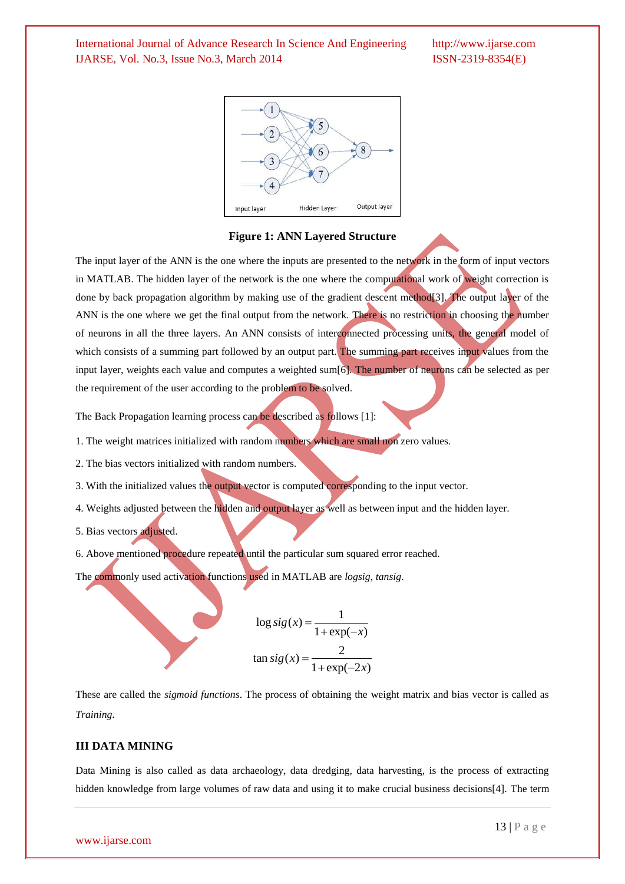**Figure 1: ANN Layered Structure**

The input layer of the ANN is the one where the inputs are presented to the network in the form of input vectors in MATLAB. The hidden layer of the network is the one where the computational work of weight correction is done by back propagation algorithm by making use of the gradient descent method[3]. The output layer of the ANN is the one where we get the final output from the network. There is no restriction in choosing the number of neurons in all the three layers. An ANN consists of interconnected processing units, the general model of which consists of a summing part followed by an output part. The summing part receives input values from the input layer, weights each value and computes a weighted sum[6]. The number of neurons can be selected as per the requirement of the user according to the problem to be solved.

The Back Propagation learning process can be described as follows [1]:

1. The weight matrices initialized with random numbers which are small non zero values.
2. The bias vectors initialized with random numbers.
3. With the initialized values the output vector is computed corresponding to the input vector.
4. Weights adjusted between the hidden and output layer as well as between input and the hidden layer.
5. Bias vectors adjusted.
6. Above mentioned procedure repeated until the particular sum squared error reached.

The commonly used activation functions used in MATLAB are *logsig*, *tansig*.

$$\log sig(x) = \frac{1}{1+\exp(-x)}$$

$$\tan sig(x) = \frac{2}{1+\exp(-2x)}$$

These are called the *sigmoid functions*. The process of obtaining the weight matrix and bias vector is called as *Training***.**

## III DATA MINING

Data Mining is also called as data archaeology, data dredging, data harvesting, is the process of extracting hidden knowledge from large volumes of raw data and using it to make crucial business decisions[4]. The term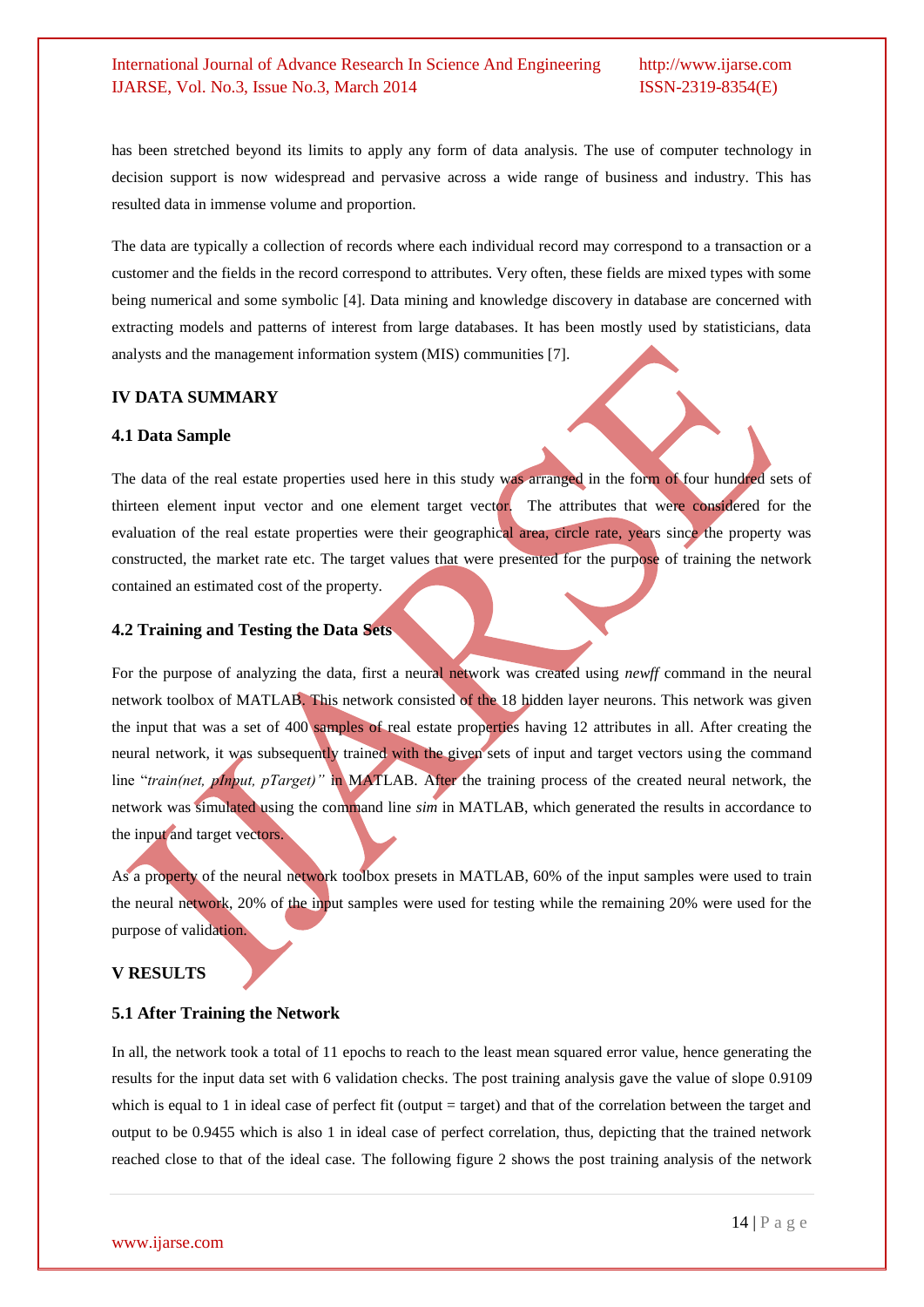has been stretched beyond its limits to apply any form of data analysis. The use of computer technology in decision support is now widespread and pervasive across a wide range of business and industry. This has resulted data in immense volume and proportion.

The data are typically a collection of records where each individual record may correspond to a transaction or a customer and the fields in the record correspond to attributes. Very often, these fields are mixed types with some being numerical and some symbolic [4]. Data mining and knowledge discovery in database are concerned with extracting models and patterns of interest from large databases. It has been mostly used by statisticians, data analysts and the management information system (MIS) communities [7].

## IV DATA SUMMARY

### 4.1 Data Sample

The data of the real estate properties used here in this study was arranged in the form of four hundred sets of thirteen element input vector and one element target vector. The attributes that were considered for the evaluation of the real estate properties were their geographical area, circle rate, years since the property was constructed, the market rate etc. The target values that were presented for the purpose of training the network contained an estimated cost of the property.

### 4.2 Training and Testing the Data Sets

For the purpose of analyzing the data, first a neural network was created using *newff* command in the neural network toolbox of MATLAB. This network consisted of the 18 hidden layer neurons. This network was given the input that was a set of 400 samples of real estate properties having 12 attributes in all. After creating the neural network, it was subsequently trained with the given sets of input and target vectors using the command line "*train(net, pInput, pTarget)"* in MATLAB. After the training process of the created neural network, the network was simulated using the command line *sim* in MATLAB, which generated the results in accordance to the input and target vectors.

As a property of the neural network toolbox presets in MATLAB, 60% of the input samples were used to train the neural network, 20% of the input samples were used for testing while the remaining 20% were used for the purpose of validation.

## V RESULTS

### 5.1 After Training the Network

In all, the network took a total of 11 epochs to reach to the least mean squared error value, hence generating the results for the input data set with 6 validation checks. The post training analysis gave the value of slope 0.9109 which is equal to 1 in ideal case of perfect fit (output = target) and that of the correlation between the target and output to be 0.9455 which is also 1 in ideal case of perfect correlation, thus, depicting that the trained network reached close to that of the ideal case. The following figure 2 shows the post training analysis of the network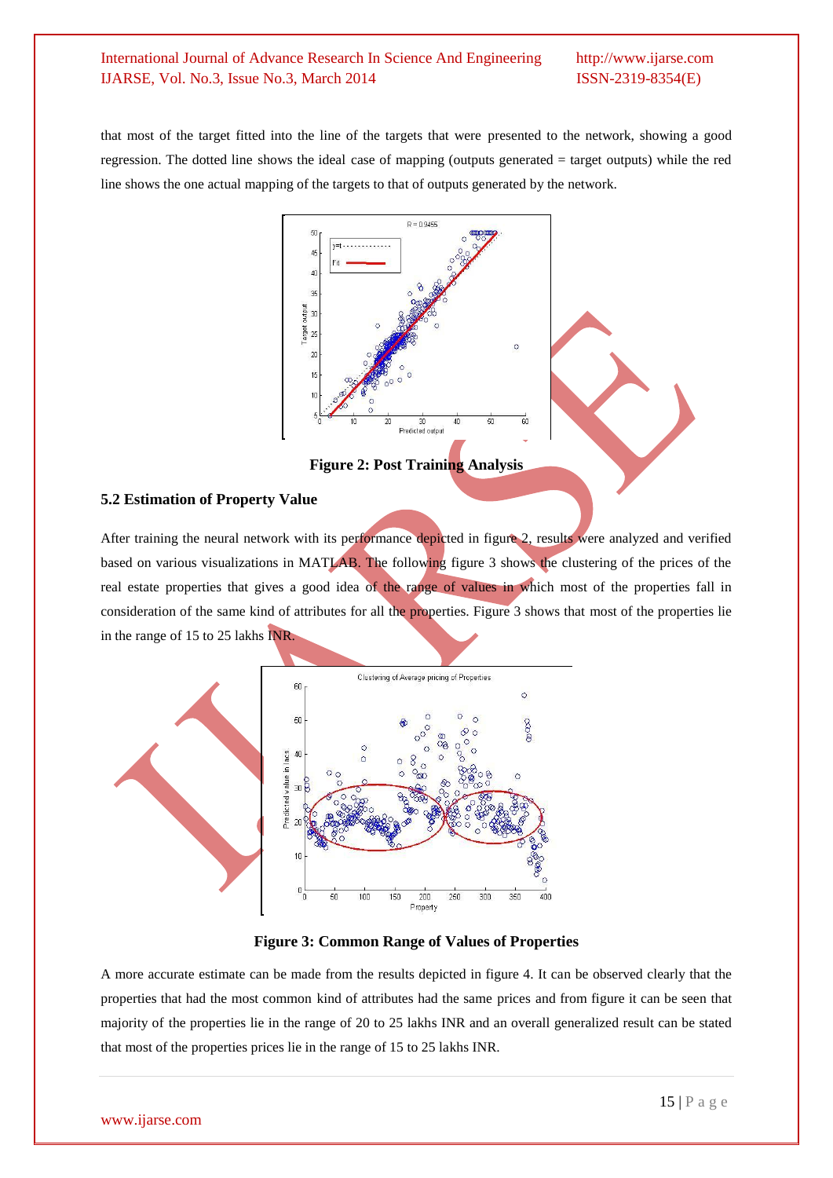that most of the target fitted into the line of the targets that were presented to the network, showing a good regression. The dotted line shows the ideal case of mapping (outputs generated = target outputs) while the red line shows the one actual mapping of the targets to that of outputs generated by the network.

**Figure 2: Post Training Analysis**

### 5.2 Estimation of Property Value

After training the neural network with its performance depicted in figure 2, results were analyzed and verified based on various visualizations in MATLAB. The following figure 3 shows the clustering of the prices of the real estate properties that gives a good idea of the range of values in which most of the properties fall in consideration of the same kind of attributes for all the properties. Figure 3 shows that most of the properties lie in the range of 15 to 25 lakhs INR.

**Figure 3: Common Range of Values of Properties**

A more accurate estimate can be made from the results depicted in figure 4. It can be observed clearly that the properties that had the most common kind of attributes had the same prices and from figure it can be seen that majority of the properties lie in the range of 20 to 25 lakhs INR and an overall generalized result can be stated that most of the properties prices lie in the range of 15 to 25 lakhs INR.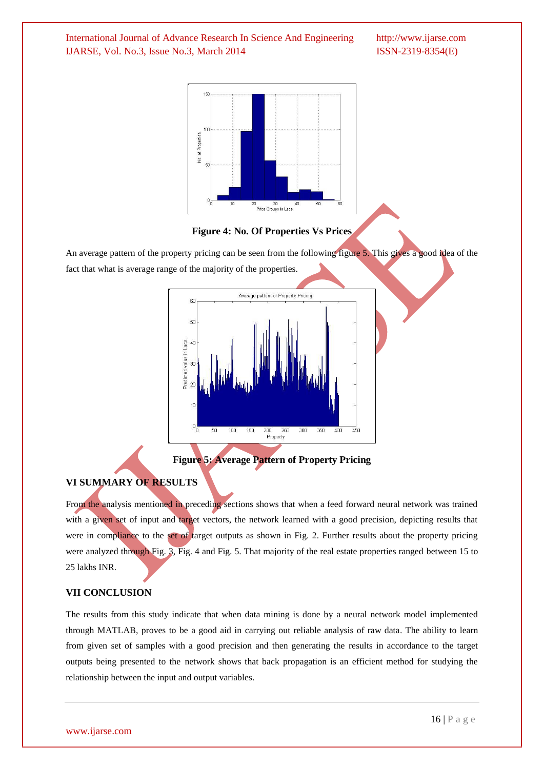**Figure 4: No. Of Properties Vs Prices**

An average pattern of the property pricing can be seen from the following figure 5. This gives a good idea of the fact that what is average range of the majority of the properties.

**Figure 5: Average Pattern of Property Pricing**

## VI SUMMARY OF RESULTS

From the analysis mentioned in preceding sections shows that when a feed forward neural network was trained with a given set of input and target vectors, the network learned with a good precision, depicting results that were in compliance to the set of target outputs as shown in Fig. 2. Further results about the property pricing were analyzed through Fig. 3, Fig. 4 and Fig. 5. That majority of the real estate properties ranged between 15 to 25 lakhs INR.

## VII CONCLUSION

The results from this study indicate that when data mining is done by a neural network model implemented through MATLAB, proves to be a good aid in carrying out reliable analysis of raw data. The ability to learn from given set of samples with a good precision and then generating the results in accordance to the target outputs being presented to the network shows that back propagation is an efficient method for studying the relationship between the input and output variables.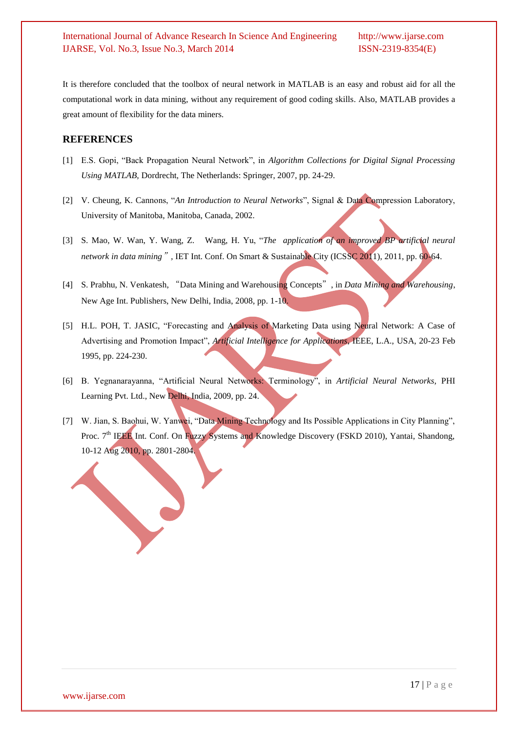It is therefore concluded that the toolbox of neural network in MATLAB is an easy and robust aid for all the computational work in data mining, without any requirement of good coding skills. Also, MATLAB provides a great amount of flexibility for the data miners.

## REFERENCES

[1] E.S. Gopi, "Back Propagation Neural Network", in *Algorithm Collections for Digital Signal Processing Using MATLAB*, Dordrecht, The Netherlands: Springer, 2007, pp. 24-29.

[2] V. Cheung, K. Cannons, "*An Introduction to Neural Networks*", Signal & Data Compression Laboratory, University of Manitoba, Manitoba, Canada, 2002.

[3] S. Mao, W. Wan, Y. Wang, Z. Wang, H. Yu, "*The application of an improved BP artificial neural network in data mining*", IET Int. Conf. On Smart & Sustainable City (ICSSC 2011), 2011, pp. 60-64.

[4] S. Prabhu, N. Venkatesh, "Data Mining and Warehousing Concepts", in *Data Mining and Warehousing*, New Age Int. Publishers, New Delhi, India, 2008, pp. 1-10.

[5] H.L. POH, T. JASIC, "Forecasting and Analysis of Marketing Data using Neural Network: A Case of Advertising and Promotion Impact", *Artificial Intelligence for Applications*, IEEE, L.A., USA, 20-23 Feb 1995, pp. 224-230.

[6] B. Yegnanarayanna, "Artificial Neural Networks: Terminology", in *Artificial Neural Networks*, PHI Learning Pvt. Ltd., New Delhi, India, 2009, pp. 24.

[7] W. Jian, S. Baohui, W. Yanwei, "Data Mining Technology and Its Possible Applications in City Planning", Proc. 7th IEEE Int. Conf. On Fuzzy Systems and Knowledge Discovery (FSKD 2010), Yantai, Shandong, 10-12 Aug 2010, pp. 2801-2804.